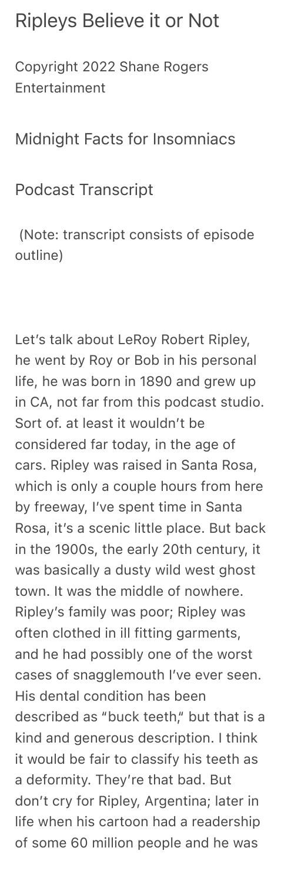# Ripleys Believe it or Not

Copyright 2022 Shane Rogers Entertainment

## Midnight Facts for Insomniacs

## Podcast Transcript

(Note: transcript consists of episode outline)

Let's talk about LeRoy Robert Ripley, he went by Roy or Bob in his personal life, he was born in 1890 and grew up in CA, not far from this podcast studio. Sort of. at least it wouldn't be considered far today, in the age of cars. Ripley was raised in Santa Rosa, which is only a couple hours from here by freeway, I've spent time in Santa Rosa, it's a scenic little place. But back in the 1900s, the early 20th century, it was basically a dusty wild west ghost town. It was the middle of nowhere. Ripley's family was poor; Ripley was often clothed in ill fitting garments, and he had possibly one of the worst cases of snagglemouth I've ever seen. His dental condition has been described as "buck teeth," but that is a kind and generous description. I think it would be fair to classify his teeth as a deformity. They're that bad. But don't cry for Ripley, Argentina; later in life when his cartoon had a readership of some 60 million people and he was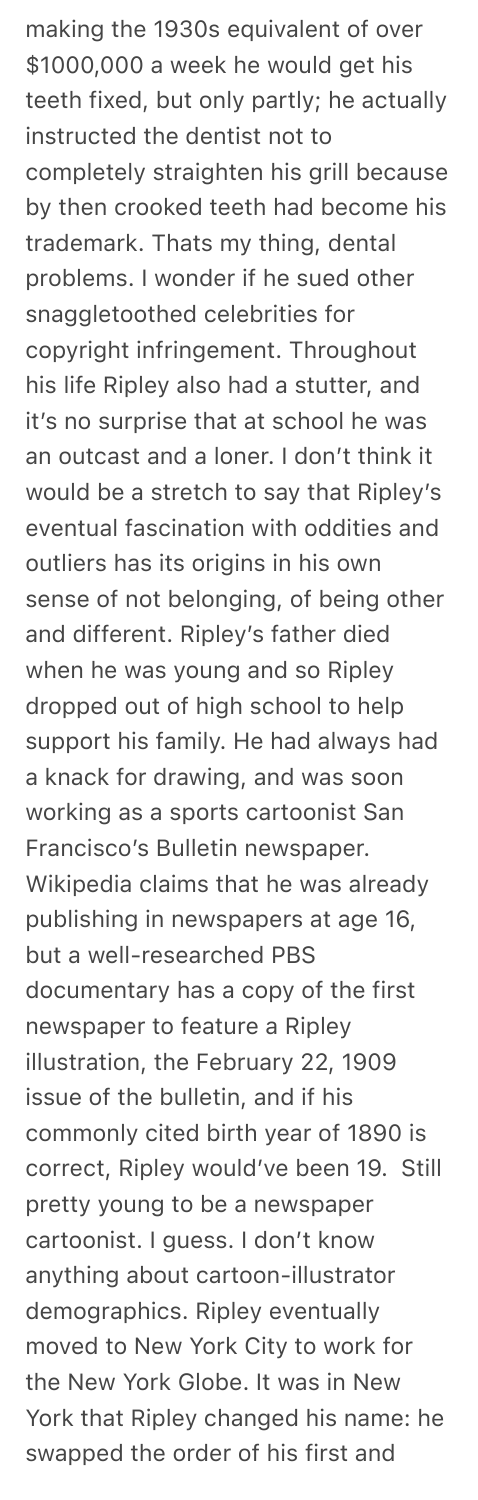making the 1930s equivalent of over $1000,000 a week he would get his teeth fixed, but only partly; he actually instructed the dentist not to completely straighten his grill because by then crooked teeth had become his trademark. Thats my thing, dental problems. I wonder if he sued other snaggletoothed celebrities for copyright infringement. Throughout his life Ripley also had a stutter, and it's no surprise that at school he was an outcast and a loner. I don't think it would be a stretch to say that Ripley's eventual fascination with oddities and outliers has its origins in his own sense of not belonging, of being other and different. Ripley's father died when he was young and so Ripley dropped out of high school to help support his family. He had always had a knack for drawing, and was soon working as a sports cartoonist San Francisco's Bulletin newspaper. Wikipedia claims that he was already publishing in newspapers at age 16, but a well-researched PBS documentary has a copy of the first newspaper to feature a Ripley illustration, the February 22, 1909 issue of the bulletin, and if his commonly cited birth year of 1890 is correct, Ripley would've been 19. Still pretty young to be a newspaper cartoonist. I guess. I don't know anything about cartoon-illustrator demographics. Ripley eventually moved to New York City to work for the New York Globe. It was in New York that Ripley changed his name: he swapped the order of his first and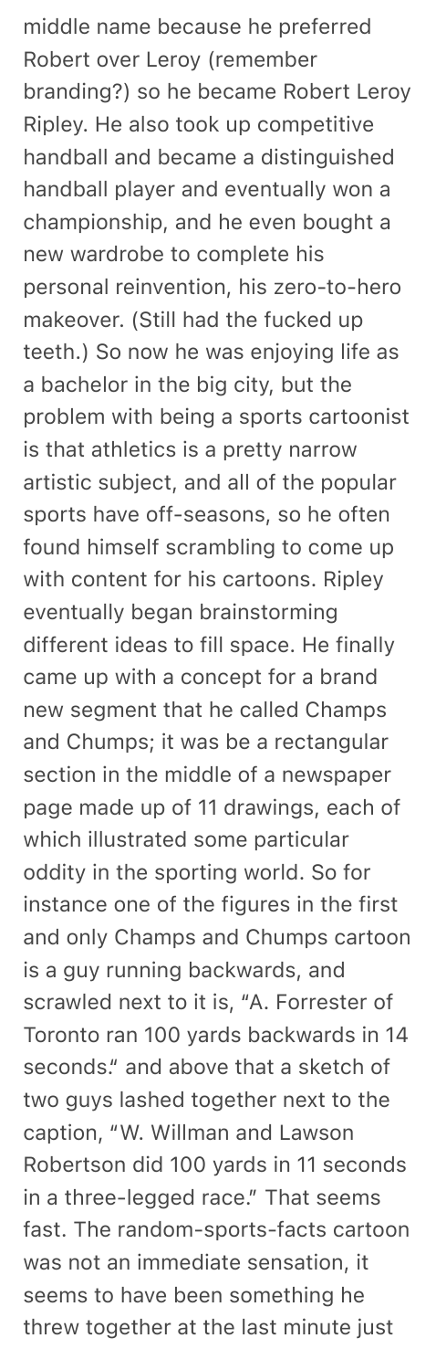middle name because he preferred Robert over Leroy (remember branding?) so he became Robert Leroy Ripley. He also took up competitive handball and became a distinguished handball player and eventually won a championship, and he even bought a new wardrobe to complete his personal reinvention, his zero-to-hero makeover. (Still had the fucked up teeth.) So now he was enjoying life as a bachelor in the big city, but the problem with being a sports cartoonist is that athletics is a pretty narrow artistic subject, and all of the popular sports have off-seasons, so he often found himself scrambling to come up with content for his cartoons. Ripley eventually began brainstorming different ideas to fill space. He finally came up with a concept for a brand new segment that he called Champs and Chumps; it was be a rectangular section in the middle of a newspaper page made up of 11 drawings, each of which illustrated some particular oddity in the sporting world. So for instance one of the figures in the first and only Champs and Chumps cartoon is a guy running backwards, and scrawled next to it is, "A. Forrester of Toronto ran 100 yards backwards in 14 seconds." and above that a sketch of two guys lashed together next to the caption, "W. Willman and Lawson Robertson did 100 yards in 11 seconds in a three-legged race." That seems fast. The random-sports-facts cartoon was not an immediate sensation, it seems to have been something he threw together at the last minute just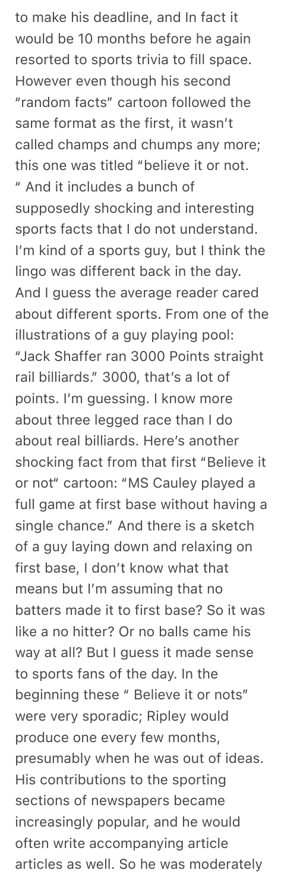to make his deadline, and In fact it would be 10 months before he again resorted to sports trivia to fill space. However even though his second "random facts" cartoon followed the same format as the first, it wasn't called champs and chumps any more; this one was titled "believe it or not. " And it includes a bunch of supposedly shocking and interesting sports facts that I do not understand. I'm kind of a sports guy, but I think the lingo was different back in the day. And I guess the average reader cared about different sports. From one of the illustrations of a guy playing pool: "Jack Shaffer ran 3000 Points straight rail billiards." 3000, that's a lot of points. I'm guessing. I know more about three legged race than I do about real billiards. Here's another shocking fact from that first "Believe it or not" cartoon: "MS Cauley played a full game at first base without having a single chance." And there is a sketch of a guy laying down and relaxing on first base, I don't know what that means but I'm assuming that no batters made it to first base? So it was like a no hitter? Or no balls came his way at all? But I guess it made sense to sports fans of the day. In the beginning these " Believe it or nots" were very sporadic; Ripley would produce one every few months, presumably when he was out of ideas. His contributions to the sporting sections of newspapers became increasingly popular, and he would often write accompanying article articles as well. So he was moderately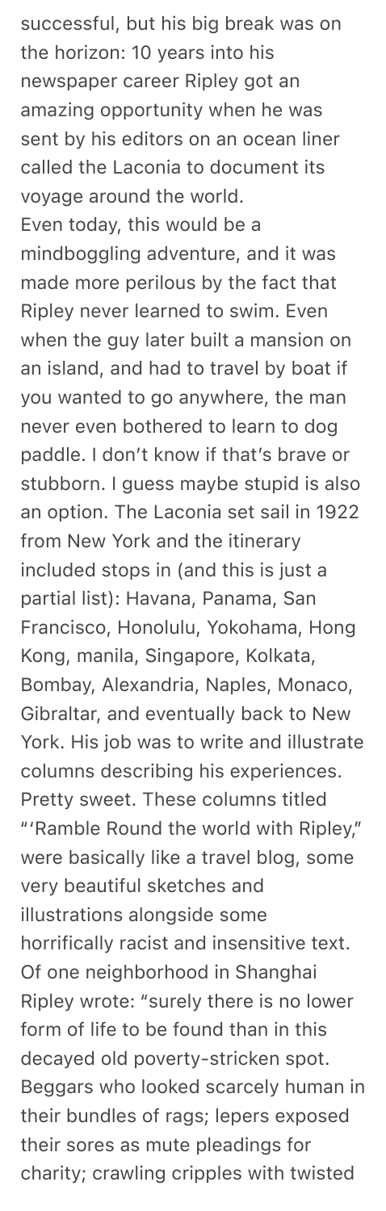successful, but his big break was on the horizon: 10 years into his newspaper career Ripley got an amazing opportunity when he was sent by his editors on an ocean liner called the Laconia to document its voyage around the world.

Even today, this would be a mindboggling adventure, and it was made more perilous by the fact that Ripley never learned to swim. Even when the guy later built a mansion on an island, and had to travel by boat if you wanted to go anywhere, the man never even bothered to learn to dog paddle. I don't know if that's brave or stubborn. I guess maybe stupid is also an option. The Laconia set sail in 1922 from New York and the itinerary included stops in (and this is just a partial list): Havana, Panama, San Francisco, Honolulu, Yokohama, Hong Kong, manila, Singapore, Kolkata, Bombay, Alexandria, Naples, Monaco, Gibraltar, and eventually back to New York. His job was to write and illustrate columns describing his experiences. Pretty sweet. These columns titled "'Ramble Round the world with Ripley," were basically like a travel blog, some very beautiful sketches and illustrations alongside some horrifically racist and insensitive text. Of one neighborhood in Shanghai Ripley wrote: "surely there is no lower form of life to be found than in this decayed old poverty-stricken spot. Beggars who looked scarcely human in their bundles of rags; lepers exposed their sores as mute pleadings for charity; crawling cripples with twisted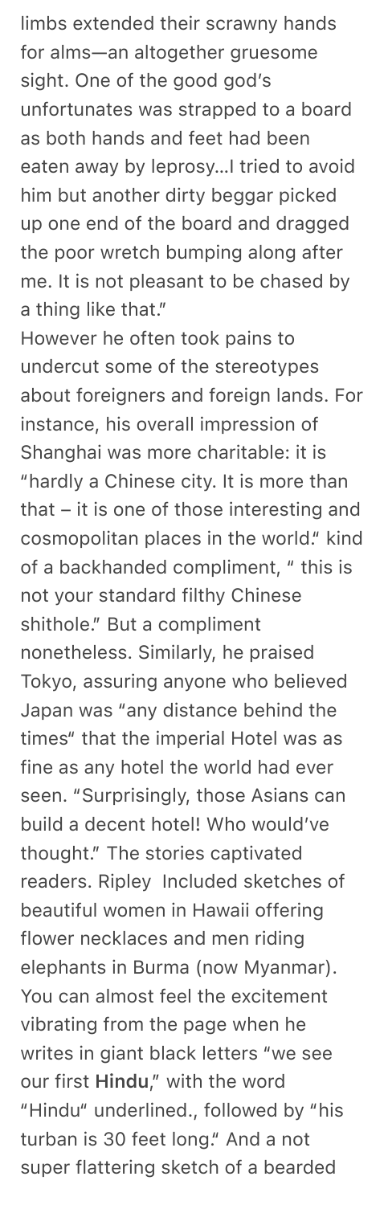limbs extended their scrawny hands for alms—an altogether gruesome sight. One of the good god's unfortunates was strapped to a board as both hands and feet had been eaten away by leprosy…I tried to avoid him but another dirty beggar picked up one end of the board and dragged the poor wretch bumping along after me. It is not pleasant to be chased by a thing like that."

However he often took pains to undercut some of the stereotypes about foreigners and foreign lands. For instance, his overall impression of Shanghai was more charitable: it is "hardly a Chinese city. It is more than that – it is one of those interesting and cosmopolitan places in the world." kind of a backhanded compliment, " this is not your standard filthy Chinese shithole." But a compliment nonetheless. Similarly, he praised Tokyo, assuring anyone who believed Japan was "any distance behind the times" that the imperial Hotel was as fine as any hotel the world had ever seen. "Surprisingly, those Asians can build a decent hotel! Who would've thought." The stories captivated readers. Ripley Included sketches of beautiful women in Hawaii offering flower necklaces and men riding elephants in Burma (now Myanmar). You can almost feel the excitement vibrating from the page when he writes in giant black letters "we see our first **Hindu**," with the word "Hindu" underlined., followed by "his turban is 30 feet long." And a not super flattering sketch of a bearded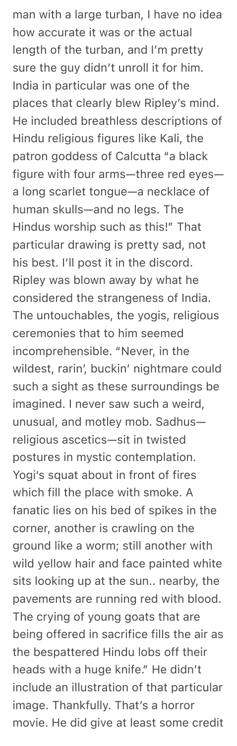man with a large turban, I have no idea how accurate it was or the actual length of the turban, and I'm pretty sure the guy didn't unroll it for him. India in particular was one of the places that clearly blew Ripley's mind. He included breathless descriptions of Hindu religious figures like Kali, the patron goddess of Calcutta "a black figure with four arms—three red eyes—a long scarlet tongue—a necklace of human skulls—and no legs. The Hindus worship such as this!" That particular drawing is pretty sad, not his best. I'll post it in the discord. Ripley was blown away by what he considered the strangeness of India. The untouchables, the yogis, religious ceremonies that to him seemed incomprehensible. "Never, in the wildest, rarin', buckin' nightmare could such a sight as these surroundings be imagined. I never saw such a weird, unusual, and motley mob. Sadhus—religious ascetics—sit in twisted postures in mystic contemplation. Yogi's squat about in front of fires which fill the place with smoke. A fanatic lies on his bed of spikes in the corner, another is crawling on the ground like a worm; still another with wild yellow hair and face painted white sits looking up at the sun.. nearby, the pavements are running red with blood. The crying of young goats that are being offered in sacrifice fills the air as the bespattered Hindu lobs off their heads with a huge knife." He didn't include an illustration of that particular image. Thankfully. That's a horror movie. He did give at least some credit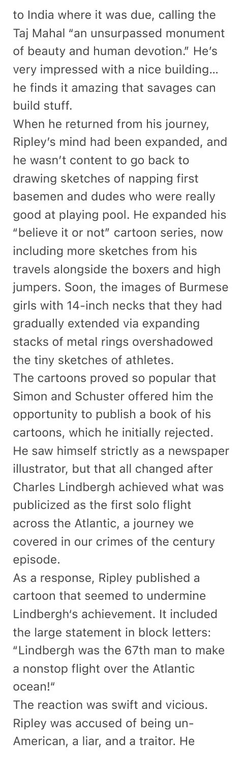to India where it was due, calling the Taj Mahal "an unsurpassed monument of beauty and human devotion." He's very impressed with a nice building… he finds it amazing that savages can build stuff.

When he returned from his journey, Ripley's mind had been expanded, and he wasn't content to go back to drawing sketches of napping first basemen and dudes who were really good at playing pool. He expanded his "believe it or not" cartoon series, now including more sketches from his travels alongside the boxers and high jumpers. Soon, the images of Burmese girls with 14-inch necks that they had gradually extended via expanding stacks of metal rings overshadowed the tiny sketches of athletes.

The cartoons proved so popular that Simon and Schuster offered him the opportunity to publish a book of his cartoons, which he initially rejected. He saw himself strictly as a newspaper illustrator, but that all changed after Charles Lindbergh achieved what was publicized as the first solo flight across the Atlantic, a journey we covered in our crimes of the century episode.

As a response, Ripley published a cartoon that seemed to undermine Lindbergh's achievement. It included the large statement in block letters: "Lindbergh was the 67th man to make a nonstop flight over the Atlantic ocean!"

The reaction was swift and vicious. Ripley was accused of being un-American, a liar, and a traitor. He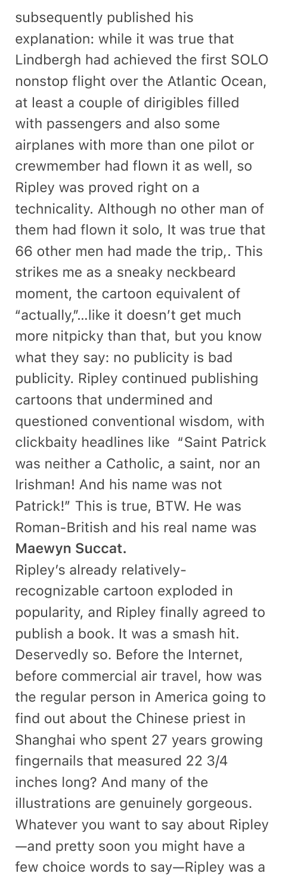subsequently published his explanation: while it was true that Lindbergh had achieved the first SOLO nonstop flight over the Atlantic Ocean, at least a couple of dirigibles filled with passengers and also some airplanes with more than one pilot or crewmember had flown it as well, so Ripley was proved right on a technicality. Although no other man of them had flown it solo, It was true that 66 other men had made the trip,. This strikes me as a sneaky neckbeard moment, the cartoon equivalent of "actually,"…like it doesn't get much more nitpicky than that, but you know what they say: no publicity is bad publicity. Ripley continued publishing cartoons that undermined and questioned conventional wisdom, with clickbaity headlines like "Saint Patrick was neither a Catholic, a saint, nor an Irishman! And his name was not Patrick!" This is true, BTW. He was Roman-British and his real name was **Maewyn Succat.**

Ripley's already relatively-recognizable cartoon exploded in popularity, and Ripley finally agreed to publish a book. It was a smash hit. Deservedly so. Before the Internet, before commercial air travel, how was the regular person in America going to find out about the Chinese priest in Shanghai who spent 27 years growing fingernails that measured 22 3/4 inches long? And many of the illustrations are genuinely gorgeous. Whatever you want to say about Ripley—and pretty soon you might have a few choice words to say—Ripley was a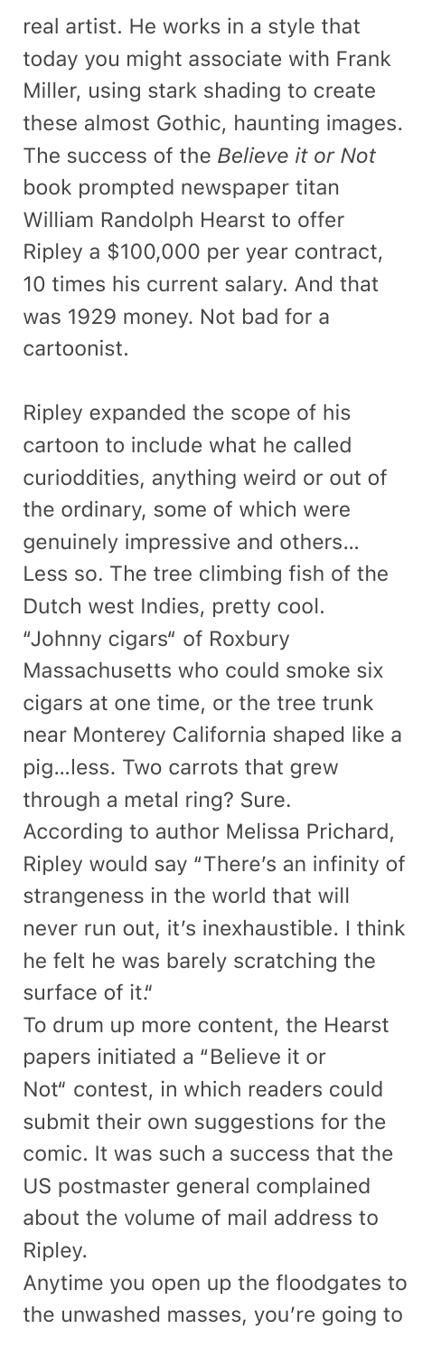real artist. He works in a style that today you might associate with Frank Miller, using stark shading to create these almost Gothic, haunting images. The success of the *Believe it or Not* book prompted newspaper titan William Randolph Hearst to offer Ripley a $100,000 per year contract, 10 times his current salary. And that was 1929 money. Not bad for a cartoonist.

Ripley expanded the scope of his cartoon to include what he called curioddities, anything weird or out of the ordinary, some of which were genuinely impressive and others… Less so. The tree climbing fish of the Dutch west Indies, pretty cool. "Johnny cigars" of Roxbury Massachusetts who could smoke six cigars at one time, or the tree trunk near Monterey California shaped like a pig…less. Two carrots that grew through a metal ring? Sure.
According to author Melissa Prichard, Ripley would say "There's an infinity of strangeness in the world that will never run out, it's inexhaustible. I think he felt he was barely scratching the surface of it."
To drum up more content, the Hearst papers initiated a "Believe it or Not" contest, in which readers could submit their own suggestions for the comic. It was such a success that the US postmaster general complained about the volume of mail address to Ripley.
Anytime you open up the floodgates to the unwashed masses, you're going to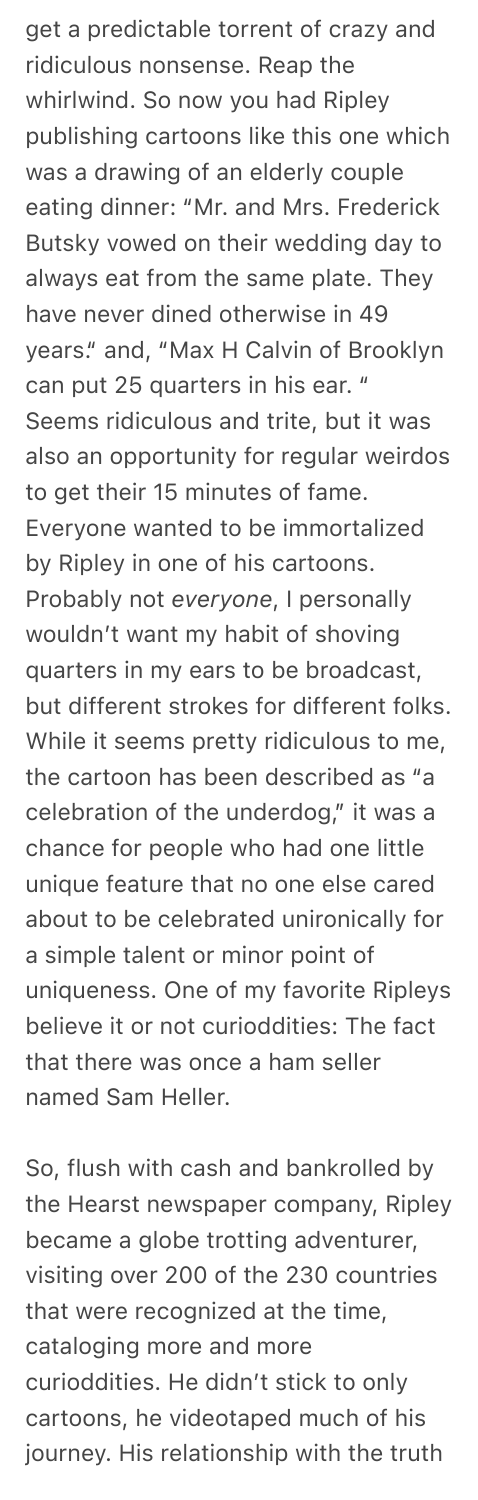get a predictable torrent of crazy and ridiculous nonsense. Reap the whirlwind. So now you had Ripley publishing cartoons like this one which was a drawing of an elderly couple eating dinner: "Mr. and Mrs. Frederick Butsky vowed on their wedding day to always eat from the same plate. They have never dined otherwise in 49 years." and, "Max H Calvin of Brooklyn can put 25 quarters in his ear. " Seems ridiculous and trite, but it was also an opportunity for regular weirdos to get their 15 minutes of fame. Everyone wanted to be immortalized by Ripley in one of his cartoons. Probably not *everyone*, I personally wouldn't want my habit of shoving quarters in my ears to be broadcast, but different strokes for different folks. While it seems pretty ridiculous to me, the cartoon has been described as "a celebration of the underdog," it was a chance for people who had one little unique feature that no one else cared about to be celebrated unironically for a simple talent or minor point of uniqueness. One of my favorite Ripleys believe it or not curioddities: The fact that there was once a ham seller named Sam Heller.

So, flush with cash and bankrolled by the Hearst newspaper company, Ripley became a globe trotting adventurer, visiting over 200 of the 230 countries that were recognized at the time, cataloging more and more curioddities. He didn't stick to only cartoons, he videotaped much of his journey. His relationship with the truth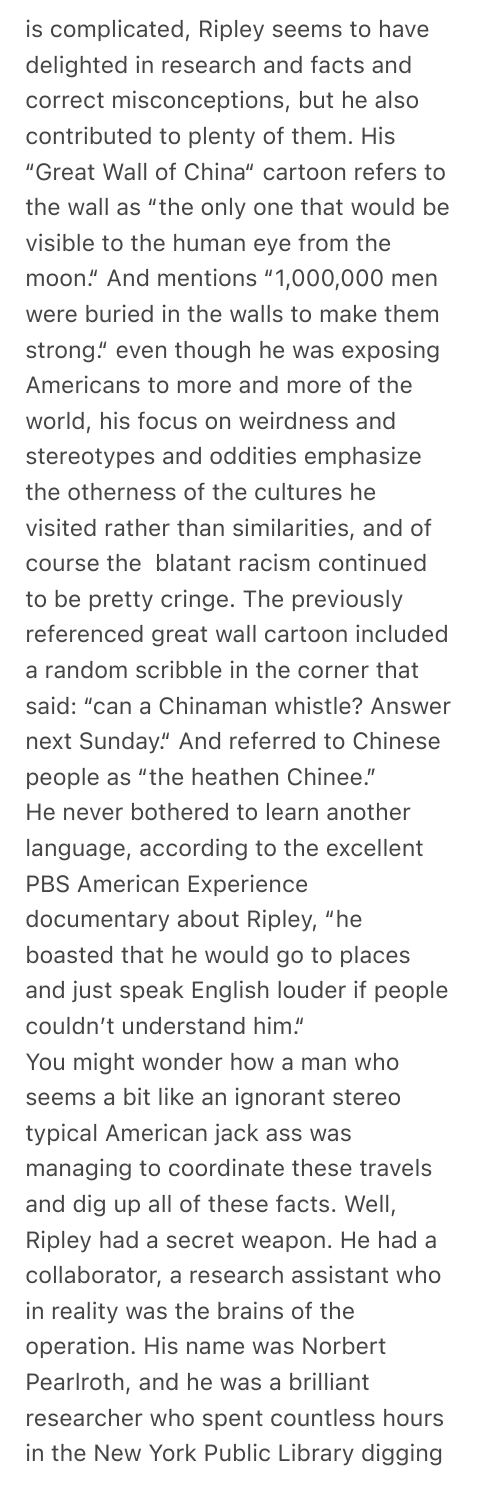is complicated, Ripley seems to have delighted in research and facts and correct misconceptions, but he also contributed to plenty of them. His "Great Wall of China" cartoon refers to the wall as "the only one that would be visible to the human eye from the moon." And mentions "1,000,000 men were buried in the walls to make them strong." even though he was exposing Americans to more and more of the world, his focus on weirdness and stereotypes and oddities emphasize the otherness of the cultures he visited rather than similarities, and of course the blatant racism continued to be pretty cringe. The previously referenced great wall cartoon included a random scribble in the corner that said: "can a Chinaman whistle? Answer next Sunday." And referred to Chinese people as "the heathen Chinee."

He never bothered to learn another language, according to the excellent PBS American Experience documentary about Ripley, "he boasted that he would go to places and just speak English louder if people couldn't understand him."

You might wonder how a man who seems a bit like an ignorant stereo typical American jack ass was managing to coordinate these travels and dig up all of these facts. Well, Ripley had a secret weapon. He had a collaborator, a research assistant who in reality was the brains of the operation. His name was Norbert Pearlroth, and he was a brilliant researcher who spent countless hours in the New York Public Library digging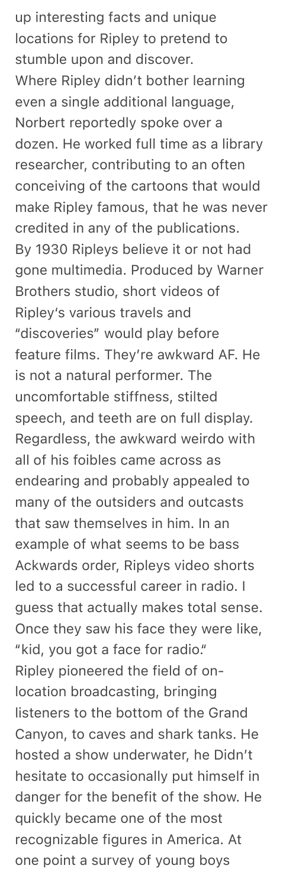up interesting facts and unique locations for Ripley to pretend to stumble upon and discover.

Where Ripley didn't bother learning even a single additional language, Norbert reportedly spoke over a dozen. He worked full time as a library researcher, contributing to an often conceiving of the cartoons that would make Ripley famous, that he was never credited in any of the publications.

By 1930 Ripleys believe it or not had gone multimedia. Produced by Warner Brothers studio, short videos of Ripley's various travels and "discoveries" would play before feature films. They're awkward AF. He is not a natural performer. The uncomfortable stiffness, stilted speech, and teeth are on full display. Regardless, the awkward weirdo with all of his foibles came across as endearing and probably appealed to many of the outsiders and outcasts that saw themselves in him. In an example of what seems to be bass Ackwards order, Ripleys video shorts led to a successful career in radio. I guess that actually makes total sense. Once they saw his face they were like, "kid, you got a face for radio."

Ripley pioneered the field of on-location broadcasting, bringing listeners to the bottom of the Grand Canyon, to caves and shark tanks. He hosted a show underwater, he Didn't hesitate to occasionally put himself in danger for the benefit of the show. He quickly became one of the most recognizable figures in America. At one point a survey of young boys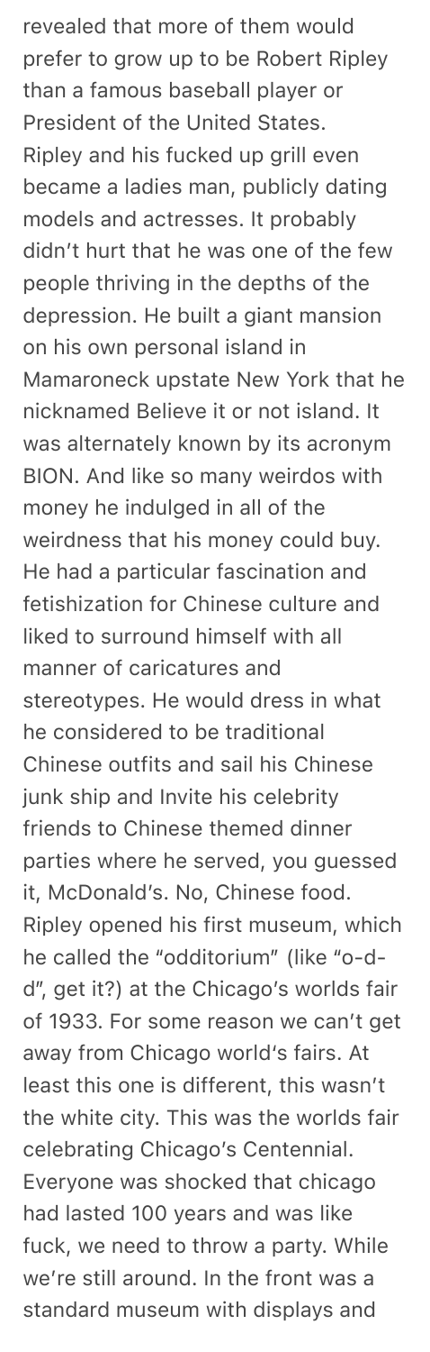revealed that more of them would prefer to grow up to be Robert Ripley than a famous baseball player or President of the United States. Ripley and his fucked up grill even became a ladies man, publicly dating models and actresses. It probably didn't hurt that he was one of the few people thriving in the depths of the depression. He built a giant mansion on his own personal island in Mamaroneck upstate New York that he nicknamed Believe it or not island. It was alternately known by its acronym BION. And like so many weirdos with money he indulged in all of the weirdness that his money could buy. He had a particular fascination and fetishization for Chinese culture and liked to surround himself with all manner of caricatures and stereotypes. He would dress in what he considered to be traditional Chinese outfits and sail his Chinese junk ship and Invite his celebrity friends to Chinese themed dinner parties where he served, you guessed it, McDonald's. No, Chinese food. Ripley opened his first museum, which he called the "odditorium" (like "o-d-d", get it?) at the Chicago's worlds fair of 1933. For some reason we can't get away from Chicago world's fairs. At least this one is different, this wasn't the white city. This was the worlds fair celebrating Chicago's Centennial. Everyone was shocked that chicago had lasted 100 years and was like fuck, we need to throw a party. While we're still around. In the front was a standard museum with displays and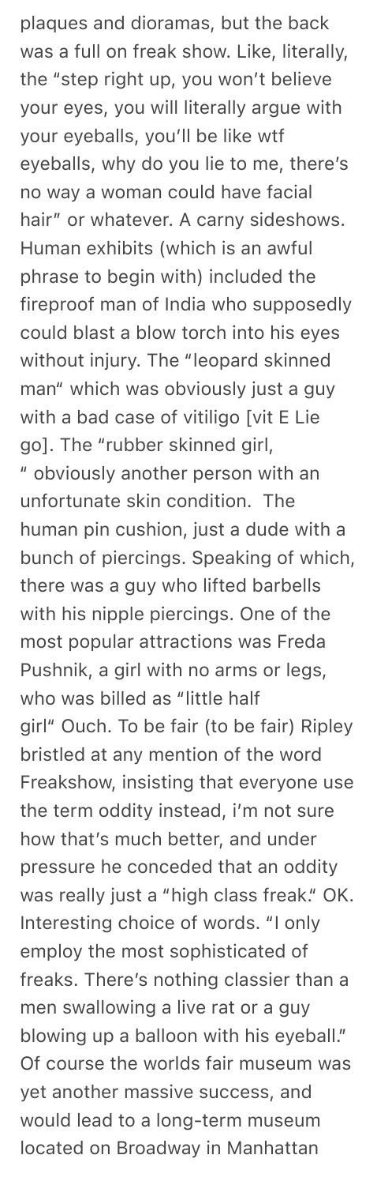plaques and dioramas, but the back was a full on freak show. Like, literally, the "step right up, you won't believe your eyes, you will literally argue with your eyeballs, you'll be like wtf eyeballs, why do you lie to me, there's no way a woman could have facial hair" or whatever. A carny sideshows. Human exhibits (which is an awful phrase to begin with) included the fireproof man of India who supposedly could blast a blow torch into his eyes without injury. The "leopard skinned man" which was obviously just a guy with a bad case of vitiligo [vit E Lie go]. The "rubber skinned girl, " obviously another person with an unfortunate skin condition. The human pin cushion, just a dude with a bunch of piercings. Speaking of which, there was a guy who lifted barbells with his nipple piercings. One of the most popular attractions was Freda Pushnik, a girl with no arms or legs, who was billed as "little half girl" Ouch. To be fair (to be fair) Ripley bristled at any mention of the word Freakshow, insisting that everyone use the term oddity instead, i'm not sure how that's much better, and under pressure he conceded that an oddity was really just a "high class freak." OK. Interesting choice of words. "I only employ the most sophisticated of freaks. There's nothing classier than a men swallowing a live rat or a guy blowing up a balloon with his eyeball." Of course the worlds fair museum was yet another massive success, and would lead to a long-term museum located on Broadway in Manhattan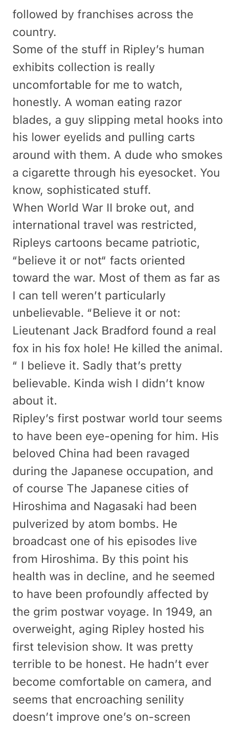followed by franchises across the country.

Some of the stuff in Ripley's human exhibits collection is really uncomfortable for me to watch, honestly. A woman eating razor blades, a guy slipping metal hooks into his lower eyelids and pulling carts around with them. A dude who smokes a cigarette through his eyesocket. You know, sophisticated stuff.

When World War II broke out, and international travel was restricted, Ripleys cartoons became patriotic, "believe it or not" facts oriented toward the war. Most of them as far as I can tell weren't particularly unbelievable. "Believe it or not: Lieutenant Jack Bradford found a real fox in his fox hole! He killed the animal. " I believe it. Sadly that's pretty believable. Kinda wish I didn't know about it.

Ripley's first postwar world tour seems to have been eye-opening for him. His beloved China had been ravaged during the Japanese occupation, and of course The Japanese cities of Hiroshima and Nagasaki had been pulverized by atom bombs. He broadcast one of his episodes live from Hiroshima. By this point his health was in decline, and he seemed to have been profoundly affected by the grim postwar voyage. In 1949, an overweight, aging Ripley hosted his first television show. It was pretty terrible to be honest. He hadn't ever become comfortable on camera, and seems that encroaching senility doesn't improve one's on-screen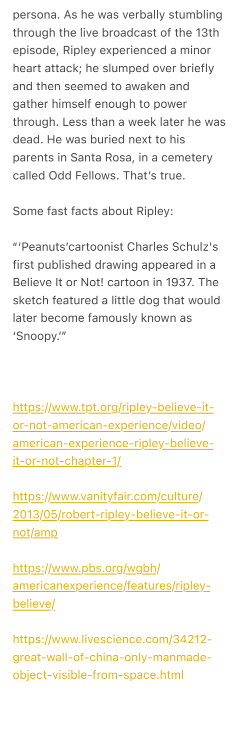persona. As he was verbally stumbling through the live broadcast of the 13th episode, Ripley experienced a minor heart attack; he slumped over briefly and then seemed to awaken and gather himself enough to power through. Less than a week later he was dead. He was buried next to his parents in Santa Rosa, in a cemetery called Odd Fellows. That's true.

Some fast facts about Ripley:

"'Peanuts'cartoonist Charles Schulz's first published drawing appeared in a Believe It or Not! cartoon in 1937. The sketch featured a little dog that would later become famously known as 'Snoopy.'"

https://www.tpt.org/ripley-believe-it-or-not-american-experience/video/american-experience-ripley-believe-it-or-not-chapter-1/

https://www.vanityfair.com/culture/2013/05/robert-ripley-believe-it-or-not/amp

https://www.pbs.org/wgbh/americanexperience/features/ripley-believe/

https://www.livescience.com/34212-great-wall-of-china-only-manmade-object-visible-from-space.html